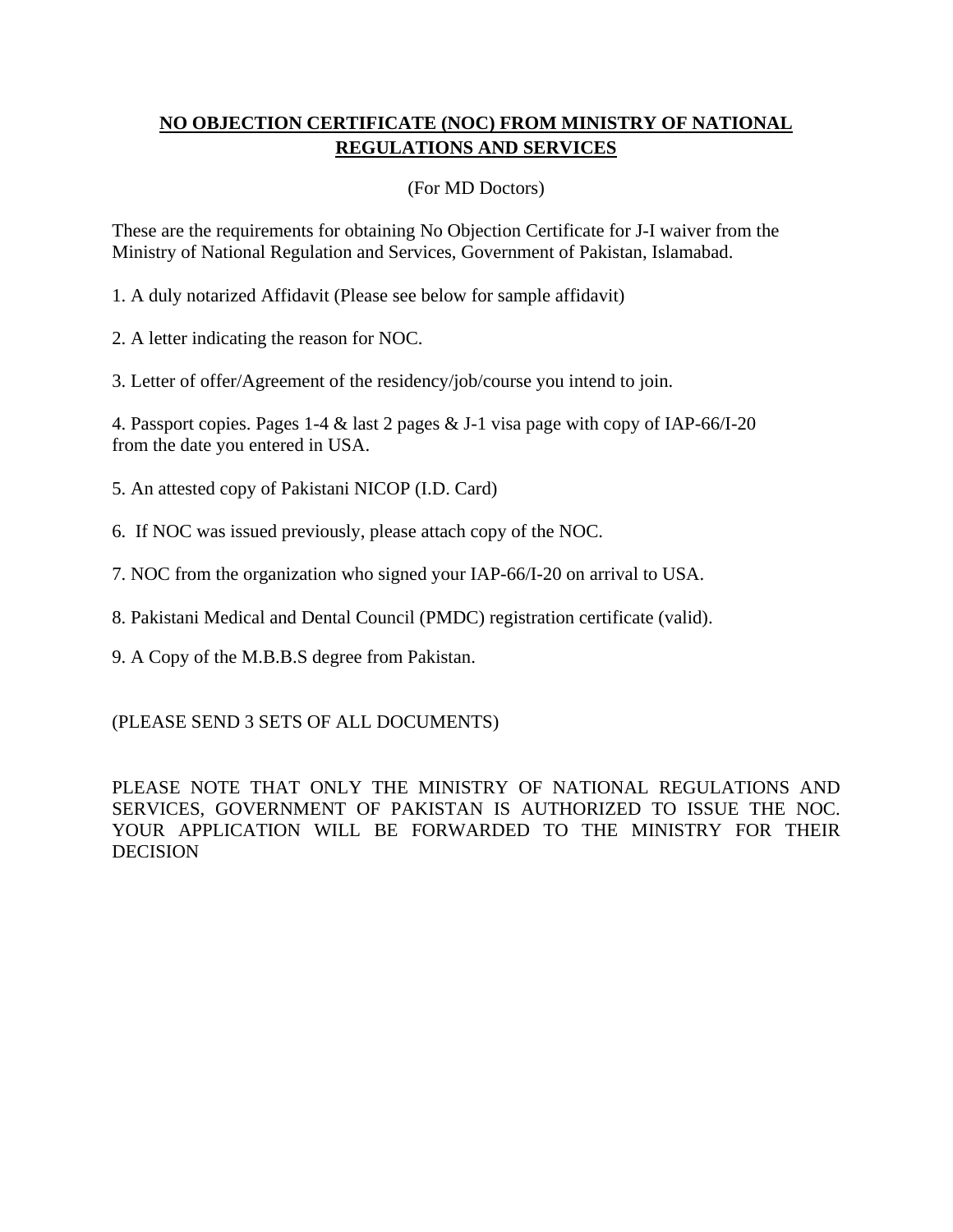# **NO OBJECTION CERTIFICATE (NOC) FROM MINISTRY OF NATIONAL REGULATIONS AND SERVICES**

(For MD Doctors)

These are the requirements for obtaining No Objection Certificate for J-I waiver from the Ministry of National Regulation and Services, Government of Pakistan, Islamabad.

1. A duly notarized Affidavit (Please see below for sample affidavit)

2. A letter indicating the reason for NOC.

3. Letter of offer/Agreement of the residency/job/course you intend to join.

4. Passport copies. Pages 1-4 & last 2 pages & J-1 visa page with copy of IAP-66/I-20 from the date you entered in USA.

5. An attested copy of Pakistani NICOP (I.D. Card)

6. If NOC was issued previously, please attach copy of the NOC.

7. NOC from the organization who signed your IAP-66/I-20 on arrival to USA.

8. Pakistani Medical and Dental Council (PMDC) registration certificate (valid).

9. A Copy of the M.B.B.S degree from Pakistan.

(PLEASE SEND 3 SETS OF ALL DOCUMENTS)

PLEASE NOTE THAT ONLY THE MINISTRY OF NATIONAL REGULATIONS AND SERVICES, GOVERNMENT OF PAKISTAN IS AUTHORIZED TO ISSUE THE NOC. YOUR APPLICATION WILL BE FORWARDED TO THE MINISTRY FOR THEIR DECISION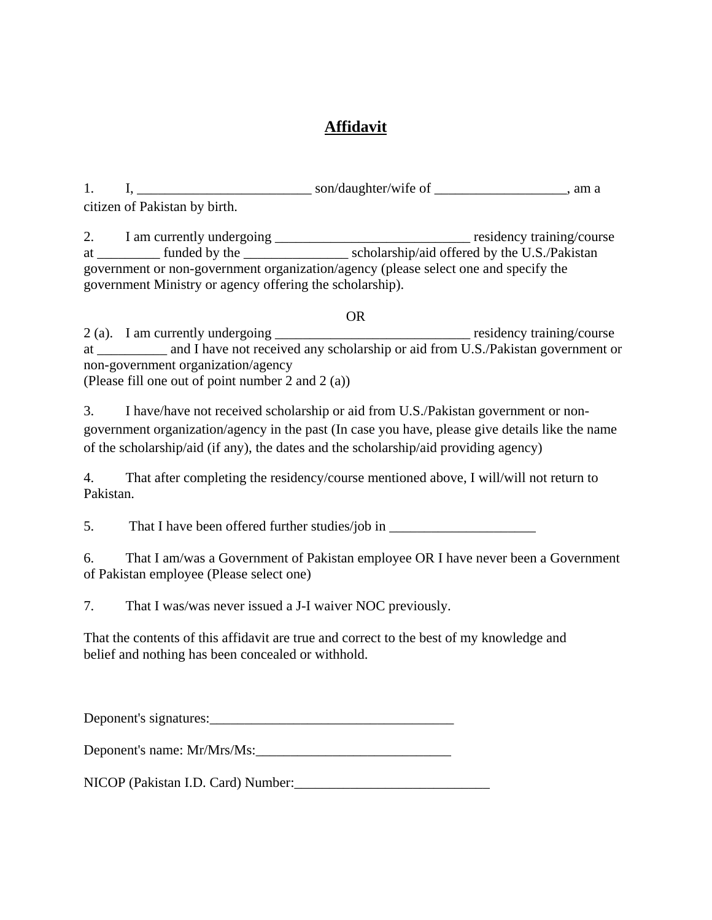# Affidavit

1. I, _________________________ son/daughter/wife of ___________________, am a citizen of Pakistan by birth.

2. I am currently undergoing ____________________________ residency training/course at _________ funded by the _______________ scholarship/aid offered by the U.S./Pakistan government or non-government organization/agency (please select one and specify the government Ministry or agency offering the scholarship).

OR

2 (a). I am currently undergoing ____________________________ residency training/course at __________ and I have not received any scholarship or aid from U.S./Pakistan government or non-government organization/agency
(Please fill one out of point number 2 and 2 (a))

3. I have/have not received scholarship or aid from U.S./Pakistan government or non-government organization/agency in the past (In case you have, please give details like the name of the scholarship/aid (if any), the dates and the scholarship/aid providing agency)

4. That after completing the residency/course mentioned above, I will/will not return to Pakistan.

5. That I have been offered further studies/job in _____________________

6. That I am/was a Government of Pakistan employee OR I have never been a Government of Pakistan employee (Please select one)

7. That I was/was never issued a J-I waiver NOC previously.

That the contents of this affidavit are true and correct to the best of my knowledge and belief and nothing has been concealed or withhold.

Deponent's signatures:___________________________________

Deponent's name: Mr/Mrs/Ms:____________________________

NICOP (Pakistan I.D. Card) Number:____________________________